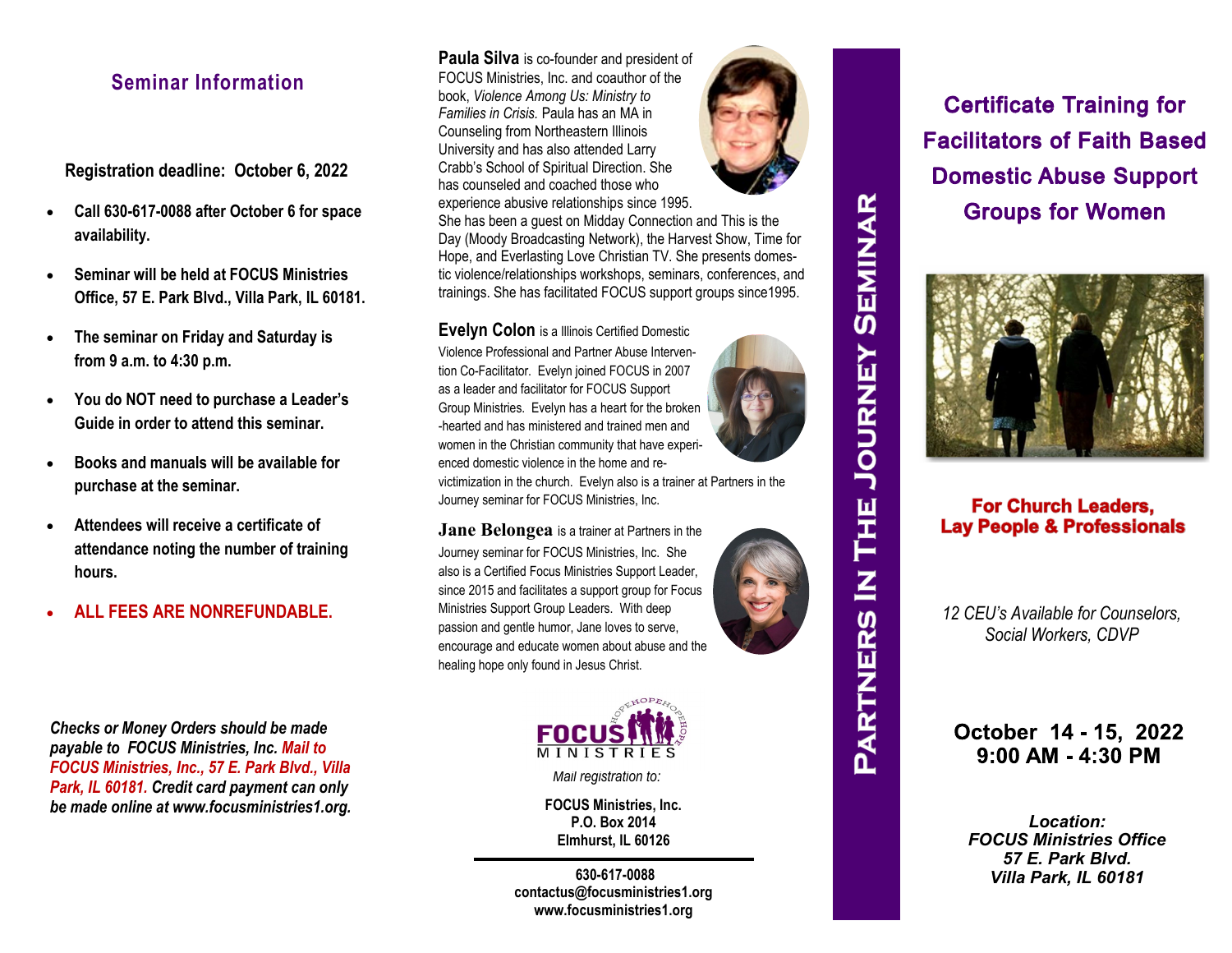## Seminar Information

**Registration deadline: October 6, 2022**

- **Call 630-617-0088 after October 6 for space availability.**
- **Seminar will be held at FOCUS Ministries Office, 57 E. Park Blvd., Villa Park, IL 60181.**
- **The seminar on Friday and Saturday is from 9 a.m. to 4:30 p.m.**
- **You do NOT need to purchase a Leader's Guide in order to attend this seminar.**
- **Books and manuals will be available for purchase at the seminar.**
- **Attendees will receive a certificate of attendance noting the number of training hours.**
- **ALL FEES ARE NONREFUNDABLE.**

***Checks or Money Orders should be made payable to FOCUS Ministries, Inc. Mail to FOCUS Ministries, Inc., 57 E. Park Blvd., Villa Park, IL 60181. Credit card payment can only be made online at www.focusministries1.org.***

**Paula Silva** is co-founder and president of FOCUS Ministries, Inc. and coauthor of the book, *Violence Among Us: Ministry to Families in Crisis.* Paula has an MA in Counseling from Northeastern Illinois University and has also attended Larry Crabb's School of Spiritual Direction. She has counseled and coached those who experience abusive relationships since 1995. She has been a guest on Midday Connection and This is the Day (Moody Broadcasting Network), the Harvest Show, Time for Hope, and Everlasting Love Christian TV. She presents domestic violence/relationships workshops, seminars, conferences, and trainings. She has facilitated FOCUS support groups since1995.

**Evelyn Colon** is a Illinois Certified Domestic Violence Professional and Partner Abuse Intervention Co-Facilitator. Evelyn joined FOCUS in 2007 as a leader and facilitator for FOCUS Support Group Ministries. Evelyn has a heart for the broken-hearted and has ministered and trained men and women in the Christian community that have experienced domestic violence in the home and re-victimization in the church. Evelyn also is a trainer at Partners in the Journey seminar for FOCUS Ministries, Inc.

**Jane Belongea** is a trainer at Partners in the Journey seminar for FOCUS Ministries, Inc. She also is a Certified Focus Ministries Support Leader, since 2015 and facilitates a support group for Focus Ministries Support Group Leaders. With deep passion and gentle humor, Jane loves to serve, encourage and educate women about abuse and the healing hope only found in Jesus Christ.

FOCUS MINISTRIES

*Mail registration to:*

**FOCUS Ministries, Inc.**
**P.O. Box 2014**
**Elmhurst, IL 60126**

**630-617-0088**
**contactus@focusministries1.org**
**www.focusministries1.org**

# Partners In The Journey Seminar

## Certificate Training for Facilitators of Faith Based Domestic Abuse Support Groups for Women

**For Church Leaders, Lay People & Professionals**

*12 CEU's Available for Counselors, Social Workers, CDVP*

**October 14 - 15, 2022**
**9:00 AM - 4:30 PM**

***Location:***
***FOCUS Ministries Office***
***57 E. Park Blvd.***
***Villa Park, IL 60181***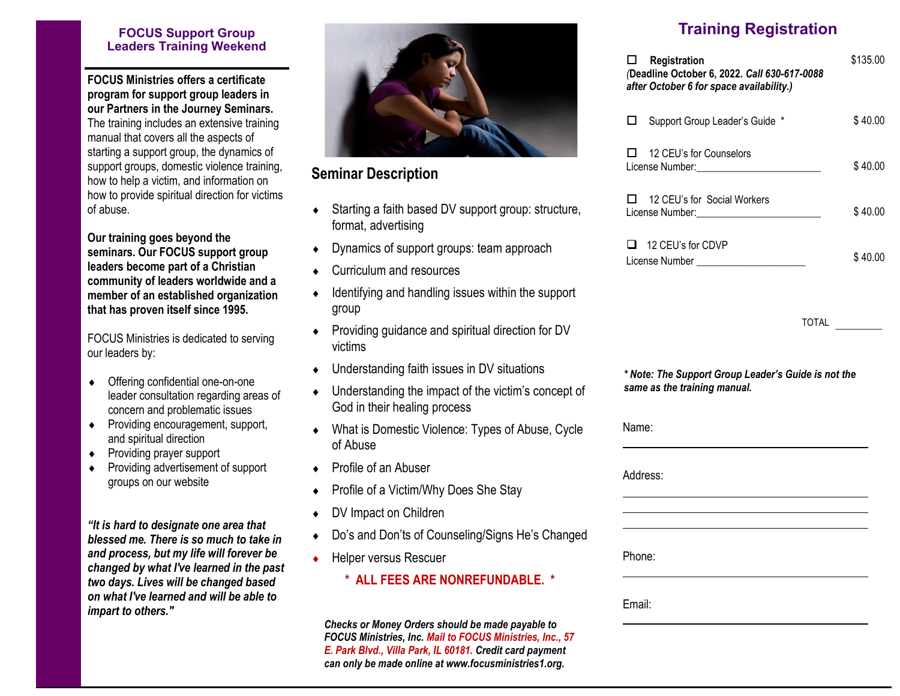## FOCUS Support Group Leaders Training Weekend

**FOCUS Ministries offers a certificate program for support group leaders in our Partners in the Journey Seminars.** The training includes an extensive training manual that covers all the aspects of starting a support group, the dynamics of support groups, domestic violence training, how to help a victim, and information on how to provide spiritual direction for victims of abuse.

**Our training goes beyond the seminars. Our FOCUS support group leaders become part of a Christian community of leaders worldwide and a member of an established organization that has proven itself since 1995.**

FOCUS Ministries is dedicated to serving our leaders by:

- Offering confidential one-on-one leader consultation regarding areas of concern and problematic issues
- Providing encouragement, support, and spiritual direction
- Providing prayer support
- Providing advertisement of support groups on our website

***"It is hard to designate one area that blessed me. There is so much to take in and process, but my life will forever be changed by what I've learned in the past two days. Lives will be changed based on what I've learned and will be able to impart to others."***

## Seminar Description

- Starting a faith based DV support group: structure, format, advertising
- Dynamics of support groups: team approach
- Curriculum and resources
- Identifying and handling issues within the support group
- Providing guidance and spiritual direction for DV victims
- Understanding faith issues in DV situations
- Understanding the impact of the victim's concept of God in their healing process
- What is Domestic Violence: Types of Abuse, Cycle of Abuse
- Profile of an Abuser
- Profile of a Victim/Why Does She Stay
- DV Impact on Children
- Do's and Don'ts of Counseling/Signs He's Changed
- Helper versus Rescuer

**\* ALL FEES ARE NONREFUNDABLE. \***

***Checks or Money Orders should be made payable to FOCUS Ministries, Inc. Mail to FOCUS Ministries, Inc., 57 E. Park Blvd., Villa Park, IL 60181. Credit card payment can only be made online at www.focusministries1.org.***

## Training Registration

| | |
|---|---|
| ☐ **Registration** (**Deadline October 6, 2022.** ***Call 630-617-0088 after October 6 for space availability.)*** | $135.00 |
| ☐ Support Group Leader's Guide * | $ 40.00 |
| ☐ 12 CEU's for Counselors License Number:______________________ | $ 40.00 |
| ☐ 12 CEU's for Social Workers License Number:______________________ | $ 40.00 |
| ☐ 12 CEU's for CDVP License Number ____________________ | $ 40.00 |
| TOTAL | ________ |

***\* Note: The Support Group Leader's Guide is not the same as the training manual.***

Name: ______________________________

Address: ______________________________

______________________________

______________________________

Phone: ______________________________

Email: ______________________________